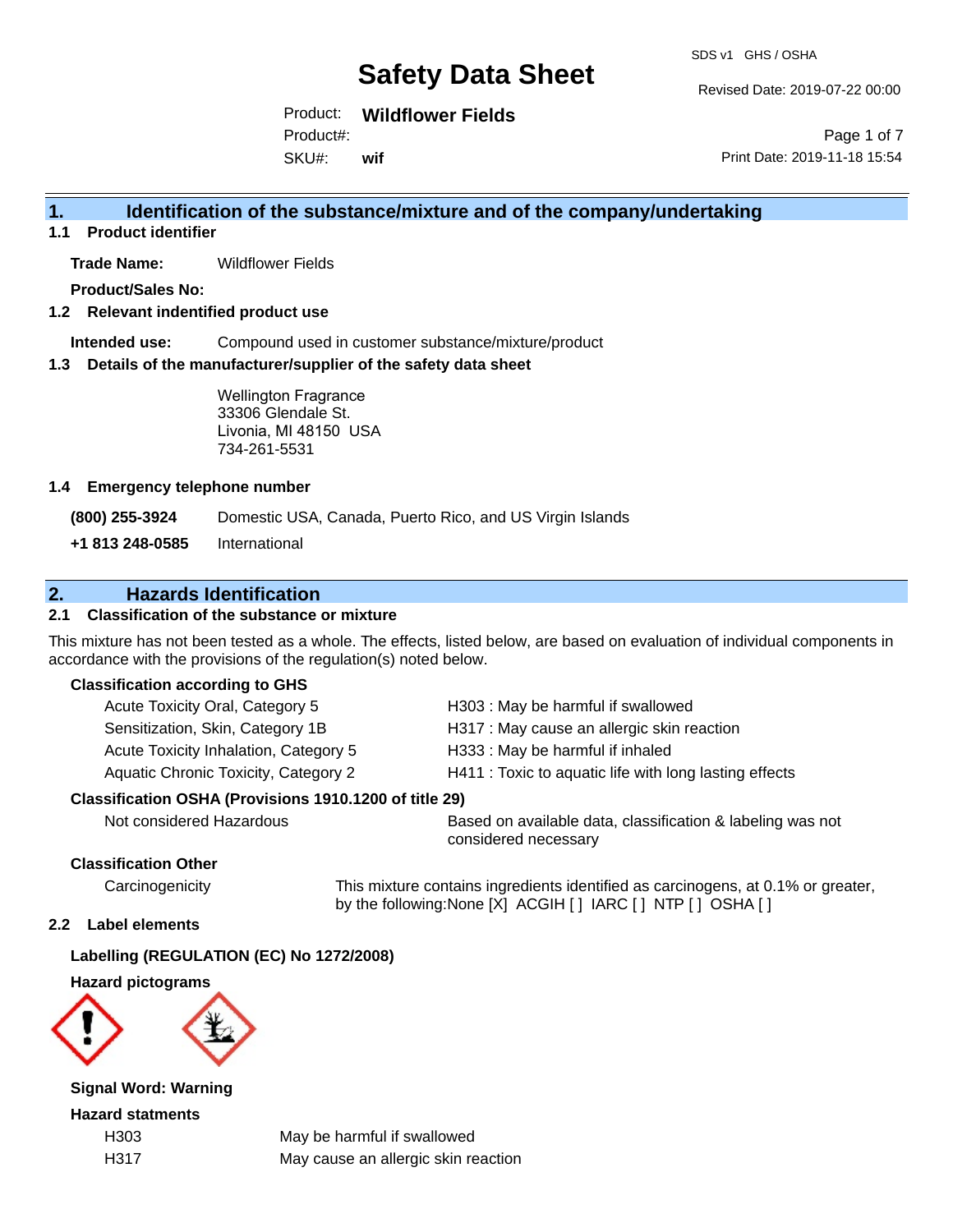# Safety Data Sheet

SDS v1 GHS / OSHA

Revised Date: 2019-07-22 00:00

Product: **Wildflower Fields**
Product#:
SKU#: **wif**

Print Date: 2019-11-18 15:54

## 1. Identification of the substance/mixture and of the company/undertaking

### 1.1 Product identifier

**Trade Name:** Wildflower Fields

**Product/Sales No:**

### 1.2 Relevant indentified product use

**Intended use:** Compound used in customer substance/mixture/product

### 1.3 Details of the manufacturer/supplier of the safety data sheet

Wellington Fragrance
33306 Glendale St.
Livonia, MI 48150 USA
734-261-5531

### 1.4 Emergency telephone number

**(800) 255-3924** Domestic USA, Canada, Puerto Rico, and US Virgin Islands

**+1 813 248-0585** International

## 2. Hazards Identification

### 2.1 Classification of the substance or mixture

This mixture has not been tested as a whole. The effects, listed below, are based on evaluation of individual components in accordance with the provisions of the regulation(s) noted below.

**Classification according to GHS**

| | |
|---|---|
| Acute Toxicity Oral, Category 5 | H303 : May be harmful if swallowed |
| Sensitization, Skin, Category 1B | H317 : May cause an allergic skin reaction |
| Acute Toxicity Inhalation, Category 5 | H333 : May be harmful if inhaled |
| Aquatic Chronic Toxicity, Category 2 | H411 : Toxic to aquatic life with long lasting effects |

**Classification OSHA (Provisions 1910.1200 of title 29)**

| | |
|---|---|
| Not considered Hazardous | Based on available data, classification & labeling was not considered necessary |

**Classification Other**

| | |
|---|---|
| Carcinogenicity | This mixture contains ingredients identified as carcinogens, at 0.1% or greater, by the following:None [X] ACGIH [ ] IARC [ ] NTP [ ] OSHA [ ] |

### 2.2 Label elements

**Labelling (REGULATION (EC) No 1272/2008)**

**Hazard pictograms**

**Signal Word: Warning**

**Hazard statments**

| | |
|---|---|
| H303 | May be harmful if swallowed |
| H317 | May cause an allergic skin reaction |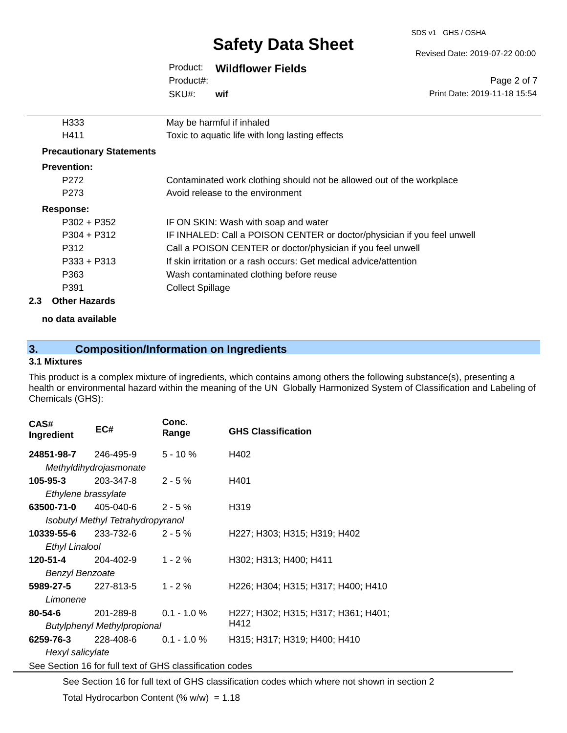| | |
|---|---|
| H333 | May be harmful if inhaled |
| H411 | Toxic to aquatic life with long lasting effects |

**Precautionary Statements**

**Prevention:**

| | |
|---|---|
| P272 | Contaminated work clothing should not be allowed out of the workplace |
| P273 | Avoid release to the environment |

**Response:**

| | |
|---|---|
| P302 + P352 | IF ON SKIN: Wash with soap and water |
| P304 + P312 | IF INHALED: Call a POISON CENTER or doctor/physician if you feel unwell |
| P312 | Call a POISON CENTER or doctor/physician if you feel unwell |
| P333 + P313 | If skin irritation or a rash occurs: Get medical advice/attention |
| P363 | Wash contaminated clothing before reuse |
| P391 | Collect Spillage |

### 2.3 Other Hazards

**no data available**

## 3. Composition/Information on Ingredients

### 3.1 Mixtures

This product is a complex mixture of ingredients, which contains among others the following substance(s), presenting a health or environmental hazard within the meaning of the UN Globally Harmonized System of Classification and Labeling of Chemicals (GHS):

| CAS# Ingredient | EC# | Conc. Range | GHS Classification |
|---|---|---|---|
| **24851-98-7** *Methyldihydrojasmonate* | 246-495-9 | 5 - 10 % | H402 |
| **105-95-3** *Ethylene brassylate* | 203-347-8 | 2 - 5 % | H401 |
| **63500-71-0** *Isobutyl Methyl Tetrahydropyranol* | 405-040-6 | 2 - 5 % | H319 |
| **10339-55-6** *Ethyl Linalool* | 233-732-6 | 2 - 5 % | H227; H303; H315; H319; H402 |
| **120-51-4** *Benzyl Benzoate* | 204-402-9 | 1 - 2 % | H302; H313; H400; H411 |
| **5989-27-5** *Limonene* | 227-813-5 | 1 - 2 % | H226; H304; H315; H317; H400; H410 |
| **80-54-6** *Butylphenyl Methylpropional* | 201-289-8 | 0.1 - 1.0 % | H227; H302; H315; H317; H361; H401; H412 |
| **6259-76-3** *Hexyl salicylate* | 228-408-6 | 0.1 - 1.0 % | H315; H317; H319; H400; H410 |

See Section 16 for full text of GHS classification codes

See Section 16 for full text of GHS classification codes which where not shown in section 2

Total Hydrocarbon Content (% w/w) = 1.18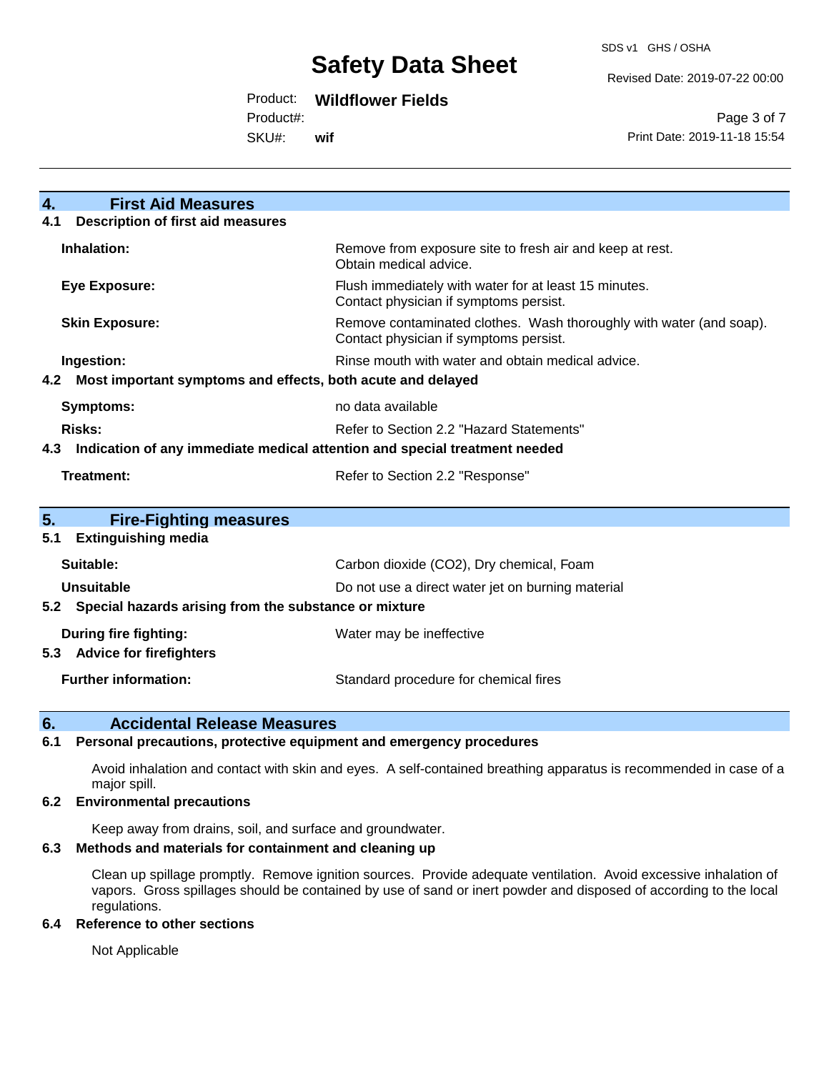## 4. First Aid Measures

### 4.1 Description of first aid measures

| | |
|---|---|
| **Inhalation:** | Remove from exposure site to fresh air and keep at rest. Obtain medical advice. |
| **Eye Exposure:** | Flush immediately with water for at least 15 minutes. Contact physician if symptoms persist. |
| **Skin Exposure:** | Remove contaminated clothes. Wash thoroughly with water (and soap). Contact physician if symptoms persist. |
| **Ingestion:** | Rinse mouth with water and obtain medical advice. |

### 4.2 Most important symptoms and effects, both acute and delayed

| | |
|---|---|
| **Symptoms:** | no data available |
| **Risks:** | Refer to Section 2.2 "Hazard Statements" |

### 4.3 Indication of any immediate medical attention and special treatment needed

| | |
|---|---|
| **Treatment:** | Refer to Section 2.2 "Response" |

## 5. Fire-Fighting measures

### 5.1 Extinguishing media

| | |
|---|---|
| **Suitable:** | Carbon dioxide ($CO_2$), Dry chemical, Foam |
| **Unsuitable** | Do not use a direct water jet on burning material |

### 5.2 Special hazards arising from the substance or mixture

| | |
|---|---|
| **During fire fighting:** | Water may be ineffective |

### 5.3 Advice for firefighters

| | |
|---|---|
| **Further information:** | Standard procedure for chemical fires |

## 6. Accidental Release Measures

### 6.1 Personal precautions, protective equipment and emergency procedures

Avoid inhalation and contact with skin and eyes. A self-contained breathing apparatus is recommended in case of a major spill.

### 6.2 Environmental precautions

Keep away from drains, soil, and surface and groundwater.

### 6.3 Methods and materials for containment and cleaning up

Clean up spillage promptly. Remove ignition sources. Provide adequate ventilation. Avoid excessive inhalation of vapors. Gross spillages should be contained by use of sand or inert powder and disposed of according to the local regulations.

### 6.4 Reference to other sections

Not Applicable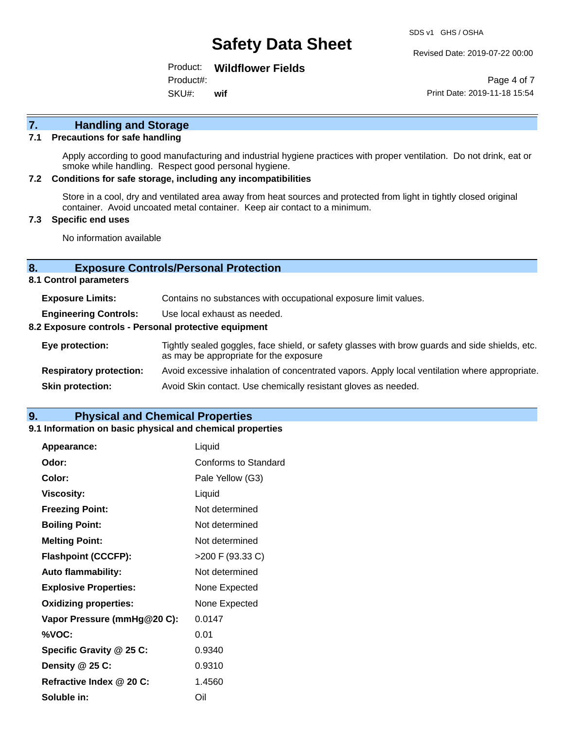## 7. Handling and Storage

### 7.1 Precautions for safe handling

Apply according to good manufacturing and industrial hygiene practices with proper ventilation. Do not drink, eat or smoke while handling. Respect good personal hygiene.

### 7.2 Conditions for safe storage, including any incompatibilities

Store in a cool, dry and ventilated area away from heat sources and protected from light in tightly closed original container. Avoid uncoated metal container. Keep air contact to a minimum.

### 7.3 Specific end uses

No information available

## 8. Exposure Controls/Personal Protection

### 8.1 Control parameters

| | |
|---|---|
| **Exposure Limits:** | Contains no substances with occupational exposure limit values. |
| **Engineering Controls:** | Use local exhaust as needed. |

### 8.2 Exposure controls - Personal protective equipment

| | |
|---|---|
| **Eye protection:** | Tightly sealed goggles, face shield, or safety glasses with brow guards and side shields, etc. as may be appropriate for the exposure |
| **Respiratory protection:** | Avoid excessive inhalation of concentrated vapors. Apply local ventilation where appropriate. |
| **Skin protection:** | Avoid Skin contact. Use chemically resistant gloves as needed. |

## 9. Physical and Chemical Properties

### 9.1 Information on basic physical and chemical properties

| | |
|---|---|
| **Appearance:** | Liquid |
| **Odor:** | Conforms to Standard |
| **Color:** | Pale Yellow (G3) |
| **Viscosity:** | Liquid |
| **Freezing Point:** | Not determined |
| **Boiling Point:** | Not determined |
| **Melting Point:** | Not determined |
| **Flashpoint (CCCFP):** | >200 F (93.33 C) |
| **Auto flammability:** | Not determined |
| **Explosive Properties:** | None Expected |
| **Oxidizing properties:** | None Expected |
| **Vapor Pressure (mmHg@20 C):** | 0.0147 |
| **%VOC:** | 0.01 |
| **Specific Gravity @ 25 C:** | 0.9340 |
| **Density @ 25 C:** | 0.9310 |
| **Refractive Index @ 20 C:** | 1.4560 |
| **Soluble in:** | Oil |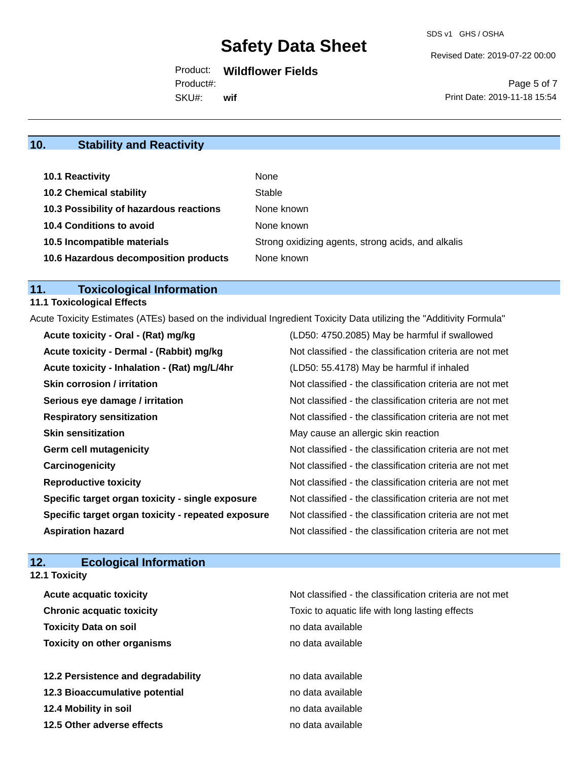## 10. Stability and Reactivity

| | |
|---|---|
| **10.1 Reactivity** | None |
| **10.2 Chemical stability** | Stable |
| **10.3 Possibility of hazardous reactions** | None known |
| **10.4 Conditions to avoid** | None known |
| **10.5 Incompatible materials** | Strong oxidizing agents, strong acids, and alkalis |
| **10.6 Hazardous decomposition products** | None known |

## 11. Toxicological Information

### 11.1 Toxicological Effects

Acute Toxicity Estimates (ATEs) based on the individual Ingredient Toxicity Data utilizing the "Additivity Formula"

| | |
|---|---|
| **Acute toxicity - Oral - (Rat) mg/kg** | (LD50: 4750.2085) May be harmful if swallowed |
| **Acute toxicity - Dermal - (Rabbit) mg/kg** | Not classified - the classification criteria are not met |
| **Acute toxicity - Inhalation - (Rat) mg/L/4hr** | (LD50: 55.4178) May be harmful if inhaled |
| **Skin corrosion / irritation** | Not classified - the classification criteria are not met |
| **Serious eye damage / irritation** | Not classified - the classification criteria are not met |
| **Respiratory sensitization** | Not classified - the classification criteria are not met |
| **Skin sensitization** | May cause an allergic skin reaction |
| **Germ cell mutagenicity** | Not classified - the classification criteria are not met |
| **Carcinogenicity** | Not classified - the classification criteria are not met |
| **Reproductive toxicity** | Not classified - the classification criteria are not met |
| **Specific target organ toxicity - single exposure** | Not classified - the classification criteria are not met |
| **Specific target organ toxicity - repeated exposure** | Not classified - the classification criteria are not met |
| **Aspiration hazard** | Not classified - the classification criteria are not met |

## 12. Ecological Information

### 12.1 Toxicity

| | |
|---|---|
| **Acute acquatic toxicity** | Not classified - the classification criteria are not met |
| **Chronic acquatic toxicity** | Toxic to aquatic life with long lasting effects |
| **Toxicity Data on soil** | no data available |
| **Toxicity on other organisms** | no data available |

| | |
|---|---|
| **12.2 Persistence and degradability** | no data available |
| **12.3 Bioaccumulative potential** | no data available |
| **12.4 Mobility in soil** | no data available |
| **12.5 Other adverse effects** | no data available |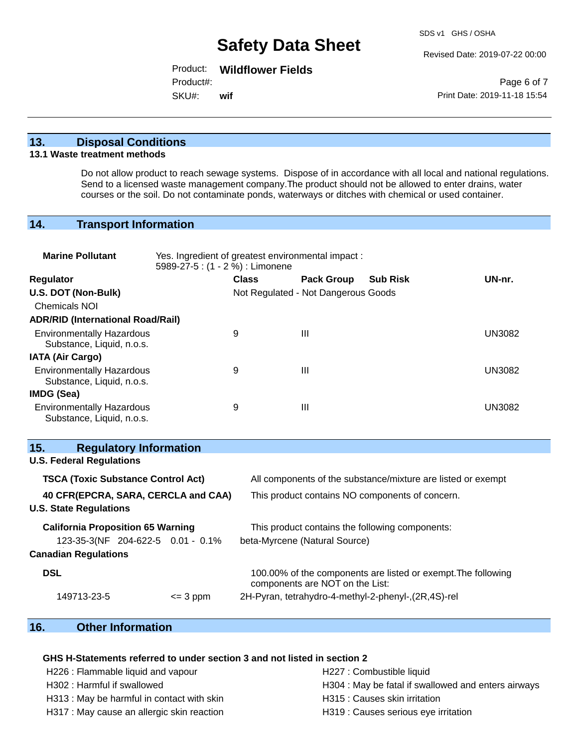## 13. Disposal Conditions

### 13.1 Waste treatment methods

Do not allow product to reach sewage systems. Dispose of in accordance with all local and national regulations. Send to a licensed waste management company.The product should not be allowed to enter drains, water courses or the soil. Do not contaminate ponds, waterways or ditches with chemical or used container.

## 14. Transport Information

**Marine Pollutant** Yes. Ingredient of greatest environmental impact : 5989-27-5 : (1 - 2 %) : Limonene

| Regulator | Class | Pack Group | Sub Risk | UN-nr. |
|---|---|---|---|---|
| **U.S. DOT (Non-Bulk)** | Not Regulated - Not Dangerous Goods | | | |
| Chemicals NOI | | | | |
| **ADR/RID (International Road/Rail)** | | | | |
| Environmentally Hazardous Substance, Liquid, n.o.s. | 9 | III | | UN3082 |
| **IATA (Air Cargo)** | | | | |
| Environmentally Hazardous Substance, Liquid, n.o.s. | 9 | III | | UN3082 |
| **IMDG (Sea)** | | | | |
| Environmentally Hazardous Substance, Liquid, n.o.s. | 9 | III | | UN3082 |

## 15. Regulatory Information

**U.S. Federal Regulations**

**TSCA (Toxic Substance Control Act)** All components of the substance/mixture are listed or exempt

**40 CFR(EPCRA, SARA, CERCLA and CAA)** This product contains NO components of concern.

**U.S. State Regulations**

**California Proposition 65 Warning** This product contains the following components:

123-35-3(NF 204-622-5 0.01 - 0.1% beta-Myrcene (Natural Source)

**Canadian Regulations**

**DSL** 100.00% of the components are listed or exempt.The following components are NOT on the List:

149713-23-5 <= 3 ppm 2H-Pyran, tetrahydro-4-methyl-2-phenyl-,(2R,4S)-rel

## 16. Other Information

**GHS H-Statements referred to under section 3 and not listed in section 2**

H226 : Flammable liquid and vapour
H227 : Combustible liquid
H302 : Harmful if swallowed
H304 : May be fatal if swallowed and enters airways
H313 : May be harmful in contact with skin
H315 : Causes skin irritation
H317 : May cause an allergic skin reaction
H319 : Causes serious eye irritation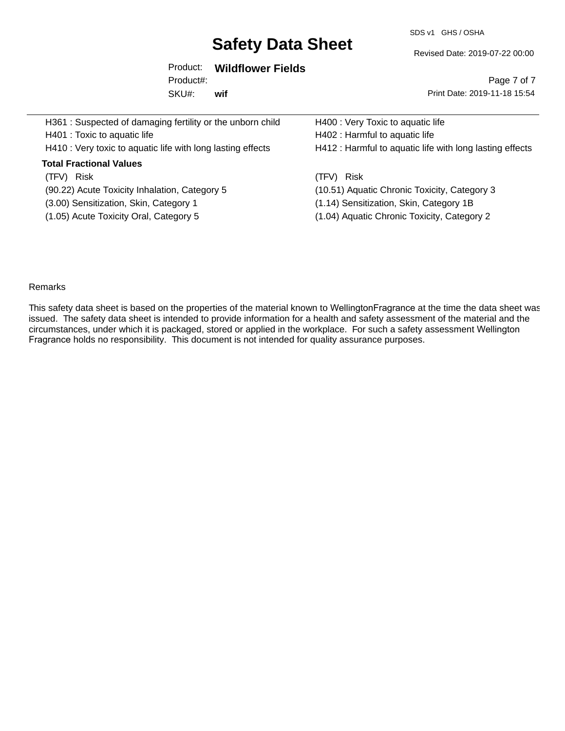H361 : Suspected of damaging fertility or the unborn child

H401 : Toxic to aquatic life

H410 : Very toxic to aquatic life with long lasting effects

H400 : Very Toxic to aquatic life

H402 : Harmful to aquatic life

H412 : Harmful to aquatic life with long lasting effects

**Total Fractional Values**

| (TFV) Risk | (TFV) Risk |
|---|---|
| (90.22) Acute Toxicity Inhalation, Category 5 | (10.51) Aquatic Chronic Toxicity, Category 3 |
| (3.00) Sensitization, Skin, Category 1 | (1.14) Sensitization, Skin, Category 1B |
| (1.05) Acute Toxicity Oral, Category 5 | (1.04) Aquatic Chronic Toxicity, Category 2 |

Remarks

This safety data sheet is based on the properties of the material known to WellingtonFragrance at the time the data sheet was issued. The safety data sheet is intended to provide information for a health and safety assessment of the material and the circumstances, under which it is packaged, stored or applied in the workplace. For such a safety assessment Wellington Fragrance holds no responsibility. This document is not intended for quality assurance purposes.